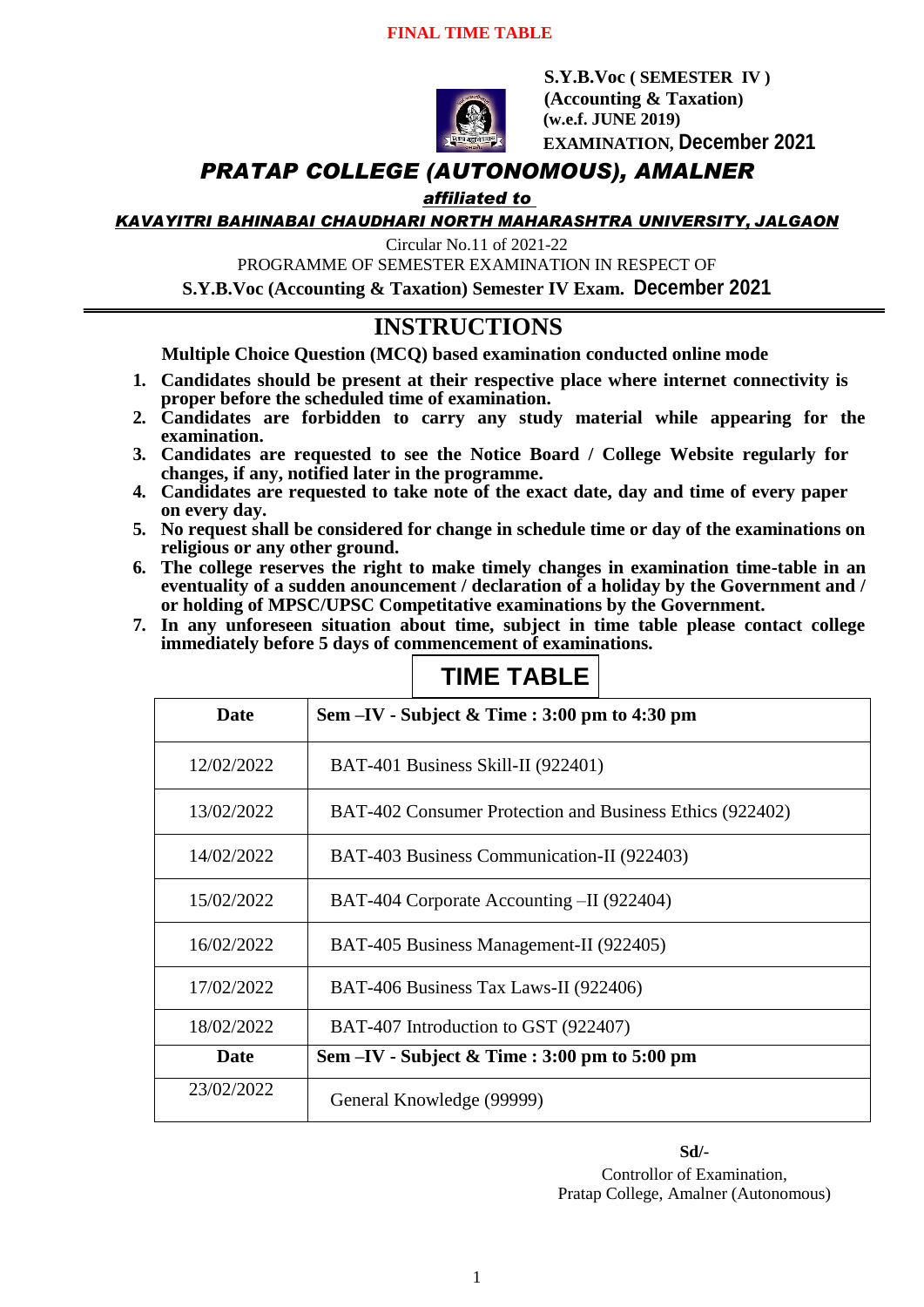**FINAL TIME TABLE**

**S.Y.B.Voc ( SEMESTER IV )**
**(Accounting & Taxation)**
**(w.e.f. JUNE 2019)**
**EXAMINATION, December 2021**

# *PRATAP COLLEGE (AUTONOMOUS), AMALNER*

***affiliated to***

***KAVAYITRI BAHINABAI CHAUDHARI NORTH MAHARASHTRA UNIVERSITY, JALGAON***

Circular No.11 of 2021-22

PROGRAMME OF SEMESTER EXAMINATION IN RESPECT OF

**S.Y.B.Voc (Accounting & Taxation) Semester IV Exam. December 2021**

## INSTRUCTIONS

**Multiple Choice Question (MCQ) based examination conducted online mode**

1. **Candidates should be present at their respective place where internet connectivity is proper before the scheduled time of examination.**
2. **Candidates are forbidden to carry any study material while appearing for the examination.**
3. **Candidates are requested to see the Notice Board / College Website regularly for changes, if any, notified later in the programme.**
4. **Candidates are requested to take note of the exact date, day and time of every paper on every day.**
5. **No request shall be considered for change in schedule time or day of the examinations on religious or any other ground.**
6. **The college reserves the right to make timely changes in examination time-table in an eventuality of a sudden anouncement / declaration of a holiday by the Government and / or holding of MPSC/UPSC Competitative examinations by the Government.**
7. **In any unforeseen situation about time, subject in time table please contact college immediately before 5 days of commencement of examinations.**

## TIME TABLE

| Date | Sem –IV - Subject & Time : 3:00 pm to 4:30 pm |
|---|---|
| 12/02/2022 | BAT-401 Business Skill-II (922401) |
| 13/02/2022 | BAT-402 Consumer Protection and Business Ethics (922402) |
| 14/02/2022 | BAT-403 Business Communication-II (922403) |
| 15/02/2022 | BAT-404 Corporate Accounting –II (922404) |
| 16/02/2022 | BAT-405 Business Management-II (922405) |
| 17/02/2022 | BAT-406 Business Tax Laws-II (922406) |
| 18/02/2022 | BAT-407 Introduction to GST (922407) |
| **Date** | **Sem –IV - Subject & Time : 3:00 pm to 5:00 pm** |
| 23/02/2022 | General Knowledge (99999) |

**Sd/-**
Controllor of Examination,
Pratap College, Amalner (Autonomous)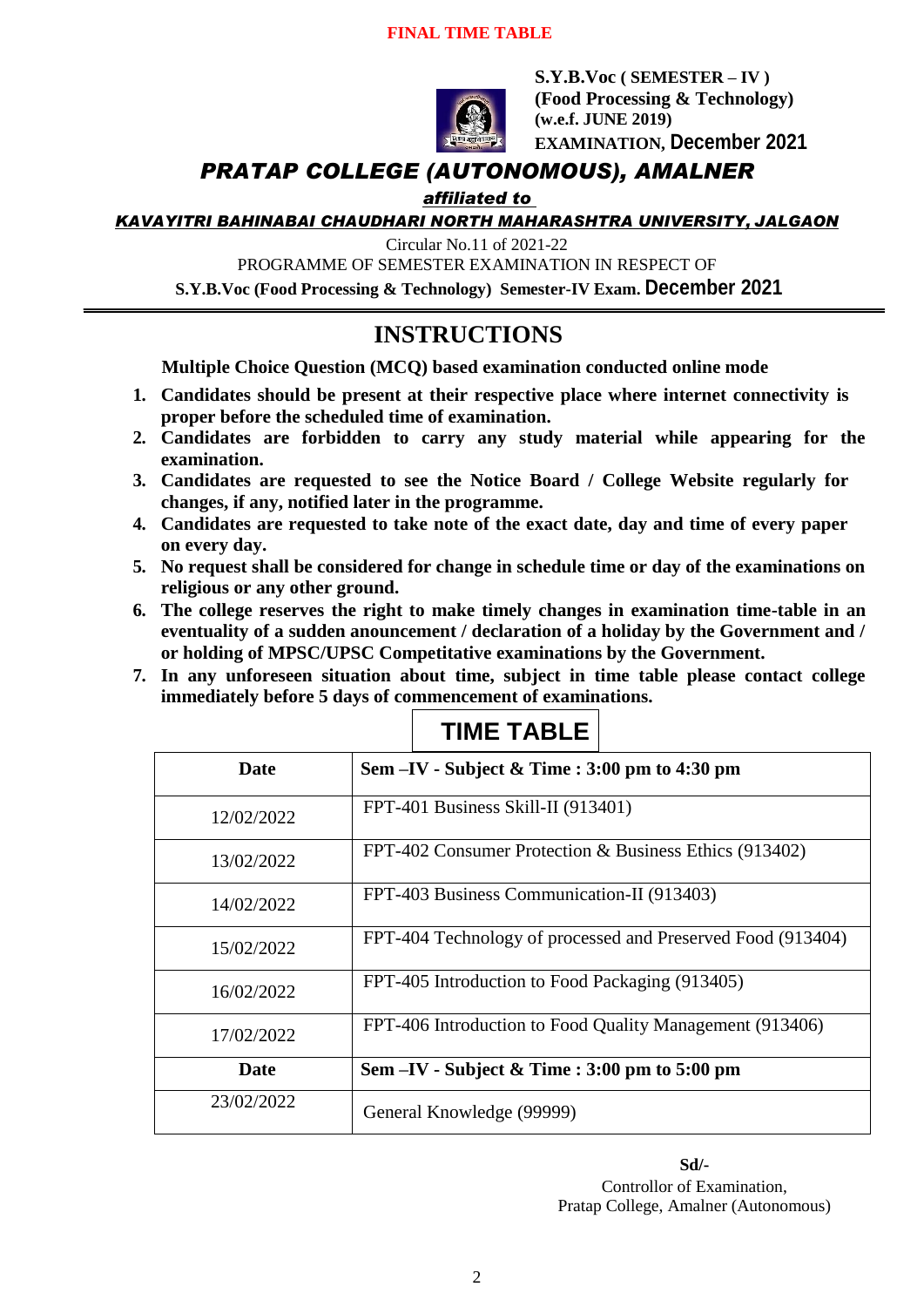**FINAL TIME TABLE**

**S.Y.B.Voc ( SEMESTER – IV )**
**(Food Processing & Technology)**
**(w.e.f. JUNE 2019)**
**EXAMINATION, December 2021**

# *PRATAP COLLEGE (AUTONOMOUS), AMALNER*

***affiliated to***

***KAVAYITRI BAHINABAI CHAUDHARI NORTH MAHARASHTRA UNIVERSITY, JALGAON***

Circular No.11 of 2021-22

PROGRAMME OF SEMESTER EXAMINATION IN RESPECT OF

**S.Y.B.Voc (Food Processing & Technology) Semester-IV Exam. December 2021**

## INSTRUCTIONS

**Multiple Choice Question (MCQ) based examination conducted online mode**

1. **Candidates should be present at their respective place where internet connectivity is proper before the scheduled time of examination.**
2. **Candidates are forbidden to carry any study material while appearing for the examination.**
3. **Candidates are requested to see the Notice Board / College Website regularly for changes, if any, notified later in the programme.**
4. **Candidates are requested to take note of the exact date, day and time of every paper on every day.**
5. **No request shall be considered for change in schedule time or day of the examinations on religious or any other ground.**
6. **The college reserves the right to make timely changes in examination time-table in an eventuality of a sudden anouncement / declaration of a holiday by the Government and / or holding of MPSC/UPSC Competitative examinations by the Government.**
7. **In any unforeseen situation about time, subject in time table please contact college immediately before 5 days of commencement of examinations.**

## TIME TABLE

| **Date** | **Sem –IV - Subject & Time : 3:00 pm to 4:30 pm** |
|---|---|
| 12/02/2022 | FPT-401 Business Skill-II (913401) |
| 13/02/2022 | FPT-402 Consumer Protection & Business Ethics (913402) |
| 14/02/2022 | FPT-403 Business Communication-II (913403) |
| 15/02/2022 | FPT-404 Technology of processed and Preserved Food (913404) |
| 16/02/2022 | FPT-405 Introduction to Food Packaging (913405) |
| 17/02/2022 | FPT-406 Introduction to Food Quality Management (913406) |
| **Date** | **Sem –IV - Subject & Time : 3:00 pm to 5:00 pm** |
| 23/02/2022 | General Knowledge (99999) |

**Sd/-**

Controllor of Examination,
Pratap College, Amalner (Autonomous)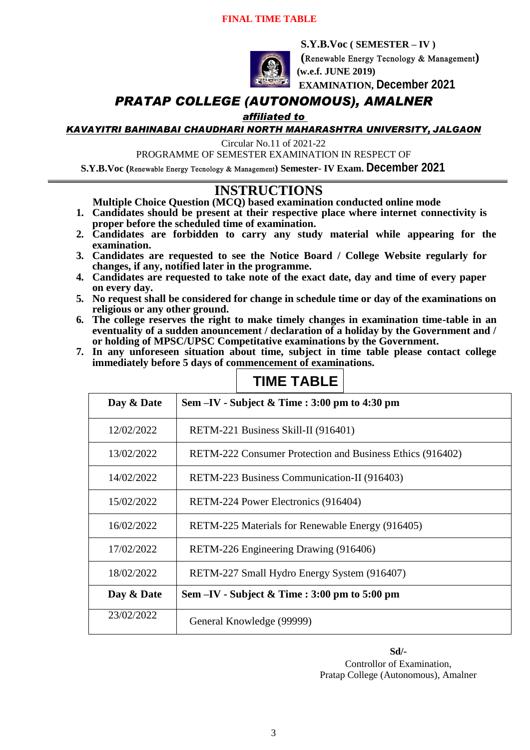**FINAL TIME TABLE**

**S.Y.B.Voc ( SEMESTER – IV )**
**(Renewable Energy Tecnology & Management)**
**(w.e.f. JUNE 2019)**
**EXAMINATION, December 2021**

# *PRATAP COLLEGE (AUTONOMOUS), AMALNER*

***affiliated to***

***KAVAYITRI BAHINABAI CHAUDHARI NORTH MAHARASHTRA UNIVERSITY, JALGAON***

Circular No.11 of 2021-22

PROGRAMME OF SEMESTER EXAMINATION IN RESPECT OF

**S.Y.B.Voc (Renewable Energy Tecnology & Management) Semester- IV Exam. December 2021**

## INSTRUCTIONS

**Multiple Choice Question (MCQ) based examination conducted online mode**

1. **Candidates should be present at their respective place where internet connectivity is proper before the scheduled time of examination.**
2. **Candidates are forbidden to carry any study material while appearing for the examination.**
3. **Candidates are requested to see the Notice Board / College Website regularly for changes, if any, notified later in the programme.**
4. **Candidates are requested to take note of the exact date, day and time of every paper on every day.**
5. **No request shall be considered for change in schedule time or day of the examinations on religious or any other ground.**
6. **The college reserves the right to make timely changes in examination time-table in an eventuality of a sudden anouncement / declaration of a holiday by the Government and / or holding of MPSC/UPSC Competitative examinations by the Government.**
7. **In any unforeseen situation about time, subject in time table please contact college immediately before 5 days of commencement of examinations.**

## TIME TABLE

| **Day & Date** | **Sem –IV - Subject & Time : 3:00 pm to 4:30 pm** |
|---|---|
| 12/02/2022 | RETM-221 Business Skill-II (916401) |
| 13/02/2022 | RETM-222 Consumer Protection and Business Ethics (916402) |
| 14/02/2022 | RETM-223 Business Communication-II (916403) |
| 15/02/2022 | RETM-224 Power Electronics (916404) |
| 16/02/2022 | RETM-225 Materials for Renewable Energy (916405) |
| 17/02/2022 | RETM-226 Engineering Drawing (916406) |
| 18/02/2022 | RETM-227 Small Hydro Energy System (916407) |
| **Day & Date** | **Sem –IV - Subject & Time : 3:00 pm to 5:00 pm** |
| 23/02/2022 | General Knowledge (99999) |

**Sd/-**
Controllor of Examination,
Pratap College (Autonomous), Amalner